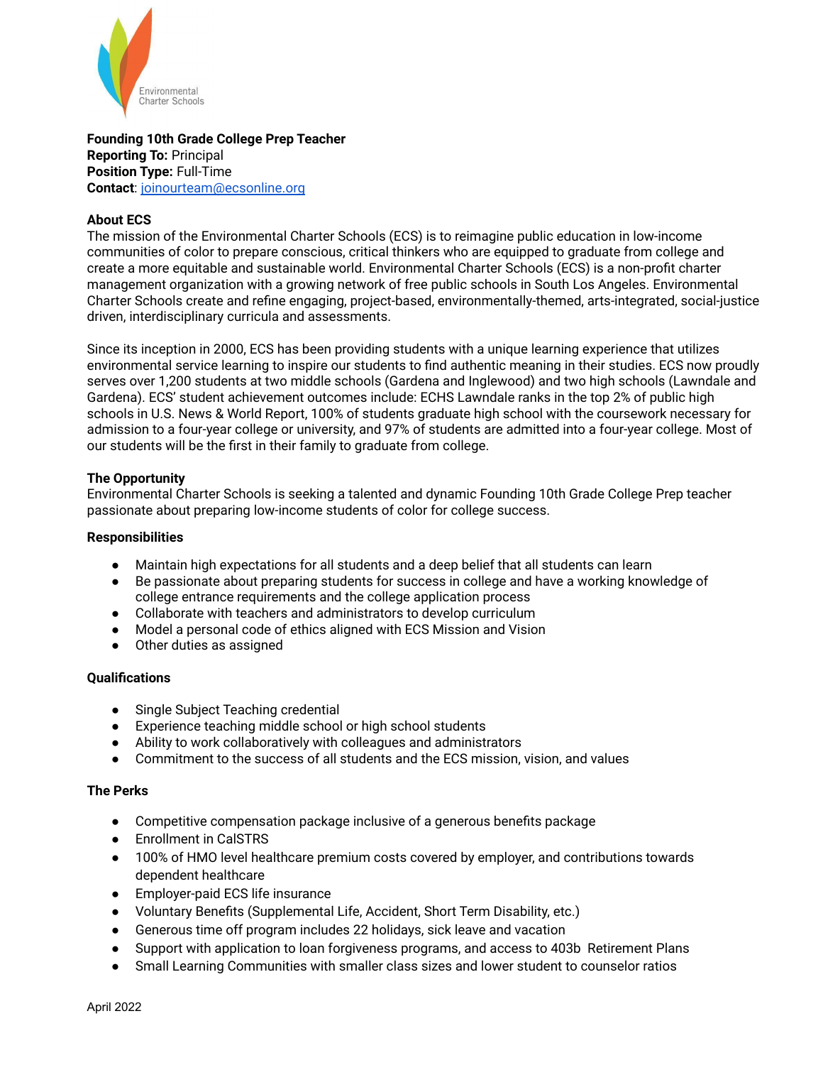Environmental Charter Schools

**Founding 10th Grade College Prep Teacher**
**Reporting To:** Principal
**Position Type:** Full-Time
**Contact**: joinourteam@ecsonline.org

## About ECS

The mission of the Environmental Charter Schools (ECS) is to reimagine public education in low-income communities of color to prepare conscious, critical thinkers who are equipped to graduate from college and create a more equitable and sustainable world. Environmental Charter Schools (ECS) is a non-profit charter management organization with a growing network of free public schools in South Los Angeles. Environmental Charter Schools create and refine engaging, project-based, environmentally-themed, arts-integrated, social-justice driven, interdisciplinary curricula and assessments.

Since its inception in 2000, ECS has been providing students with a unique learning experience that utilizes environmental service learning to inspire our students to find authentic meaning in their studies. ECS now proudly serves over 1,200 students at two middle schools (Gardena and Inglewood) and two high schools (Lawndale and Gardena). ECS' student achievement outcomes include: ECHS Lawndale ranks in the top 2% of public high schools in U.S. News & World Report, 100% of students graduate high school with the coursework necessary for admission to a four-year college or university, and 97% of students are admitted into a four-year college. Most of our students will be the first in their family to graduate from college.

## The Opportunity

Environmental Charter Schools is seeking a talented and dynamic Founding 10th Grade College Prep teacher passionate about preparing low-income students of color for college success.

## Responsibilities

- Maintain high expectations for all students and a deep belief that all students can learn
- Be passionate about preparing students for success in college and have a working knowledge of college entrance requirements and the college application process
- Collaborate with teachers and administrators to develop curriculum
- Model a personal code of ethics aligned with ECS Mission and Vision
- Other duties as assigned

## Qualifications

- Single Subject Teaching credential
- Experience teaching middle school or high school students
- Ability to work collaboratively with colleagues and administrators
- Commitment to the success of all students and the ECS mission, vision, and values

## The Perks

- Competitive compensation package inclusive of a generous benefits package
- Enrollment in CalSTRS
- 100% of HMO level healthcare premium costs covered by employer, and contributions towards dependent healthcare
- Employer-paid ECS life insurance
- Voluntary Benefits (Supplemental Life, Accident, Short Term Disability, etc.)
- Generous time off program includes 22 holidays, sick leave and vacation
- Support with application to loan forgiveness programs, and access to 403b Retirement Plans
- Small Learning Communities with smaller class sizes and lower student to counselor ratios

April 2022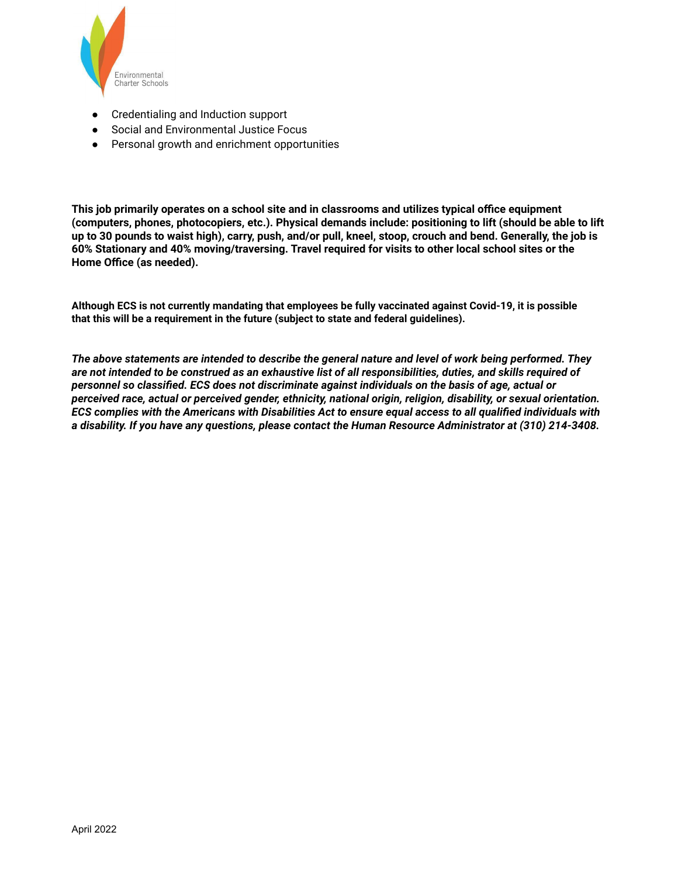- Credentialing and Induction support
- Social and Environmental Justice Focus
- Personal growth and enrichment opportunities

**This job primarily operates on a school site and in classrooms and utilizes typical office equipment (computers, phones, photocopiers, etc.). Physical demands include: positioning to lift (should be able to lift up to 30 pounds to waist high), carry, push, and/or pull, kneel, stoop, crouch and bend. Generally, the job is 60% Stationary and 40% moving/traversing. Travel required for visits to other local school sites or the Home Office (as needed).**

**Although ECS is not currently mandating that employees be fully vaccinated against Covid-19, it is possible that this will be a requirement in the future (subject to state and federal guidelines).**

***The above statements are intended to describe the general nature and level of work being performed. They are not intended to be construed as an exhaustive list of all responsibilities, duties, and skills required of personnel so classified. ECS does not discriminate against individuals on the basis of age, actual or perceived race, actual or perceived gender, ethnicity, national origin, religion, disability, or sexual orientation. ECS complies with the Americans with Disabilities Act to ensure equal access to all qualified individuals with a disability. If you have any questions, please contact the Human Resource Administrator at (310) 214-3408.***

April 2022